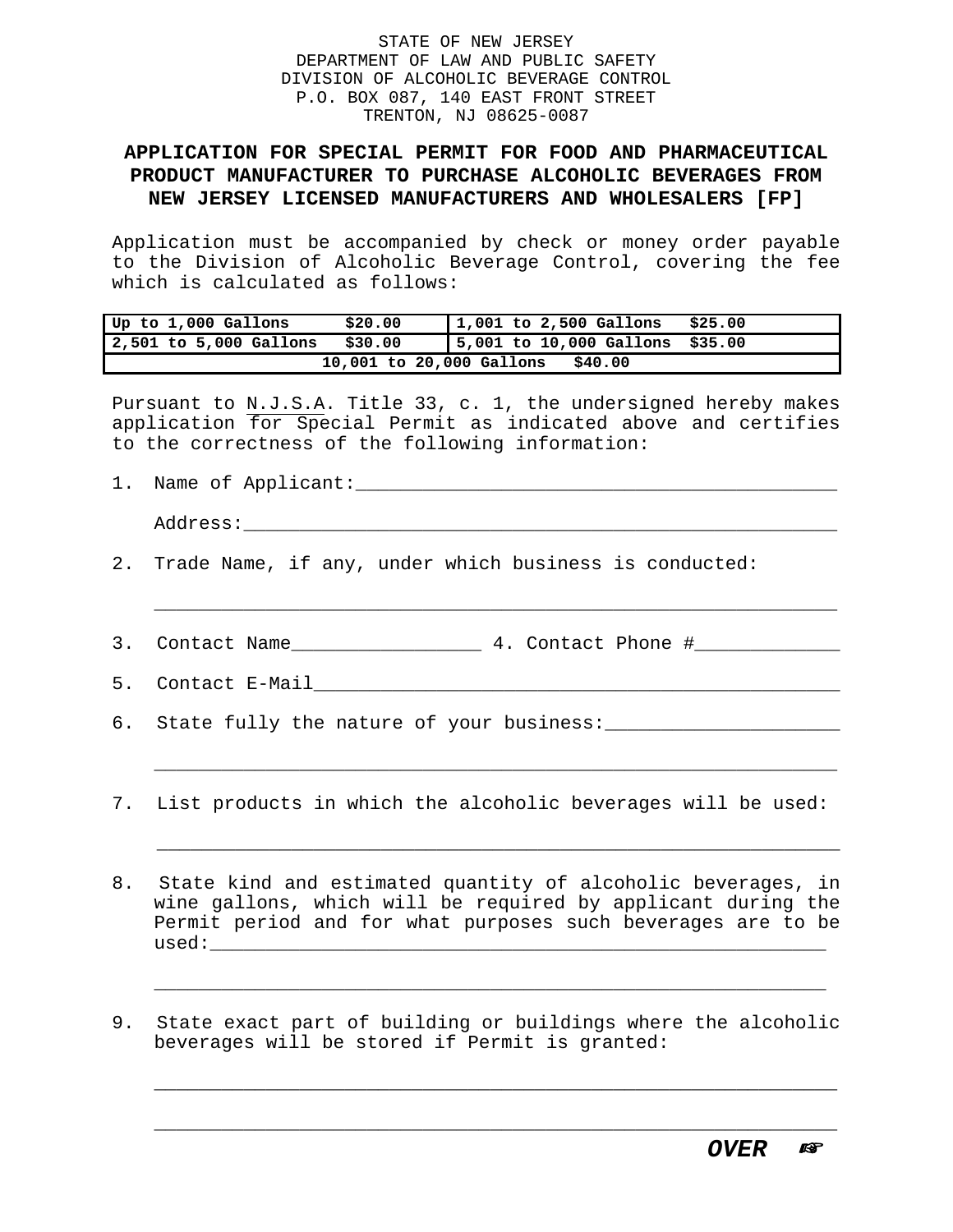STATE OF NEW JERSEY
DEPARTMENT OF LAW AND PUBLIC SAFETY
DIVISION OF ALCOHOLIC BEVERAGE CONTROL
P.O. BOX 087, 140 EAST FRONT STREET
TRENTON, NJ 08625-0087

## APPLICATION FOR SPECIAL PERMIT FOR FOOD AND PHARMACEUTICAL PRODUCT MANUFACTURER TO PURCHASE ALCOHOLIC BEVERAGES FROM NEW JERSEY LICENSED MANUFACTURERS AND WHOLESALERS [FP]

Application must be accompanied by check or money order payable to the Division of Alcoholic Beverage Control, covering the fee which is calculated as follows:

| | | | |
|---|---|---|---|
| **Up to 1,000 Gallons** | **$20.00** | **1,001 to 2,500 Gallons** | **$25.00** |
| **2,501 to 5,000 Gallons** | **$30.00** | **5,001 to 10,000 Gallons** | **$35.00** |
| **10,001 to 20,000 Gallons** | **$40.00** | | |

Pursuant to N.J.S.A. Title 33, c. 1, the undersigned hereby makes application for Special Permit as indicated above and certifies to the correctness of the following information:

1. Name of Applicant:_____________________________________________

   Address:_____________________________________________________

2. Trade Name, if any, under which business is conducted:

   _____________________________________________________________

3. Contact Name_________________ 4. Contact Phone #_____________

5. Contact E-Mail_______________________________________________

6. State fully the nature of your business:_____________________

   _____________________________________________________________

7. List products in which the alcoholic beverages will be used:

   _____________________________________________________________

8. State kind and estimated quantity of alcoholic beverages, in wine gallons, which will be required by applicant during the Permit period and for what purposes such beverages are to be used:_____________________________________________________

   _____________________________________________________________

9. State exact part of building or buildings where the alcoholic beverages will be stored if Permit is granted:

   _____________________________________________________________

   _____________________________________________________________

***OVER*** ☞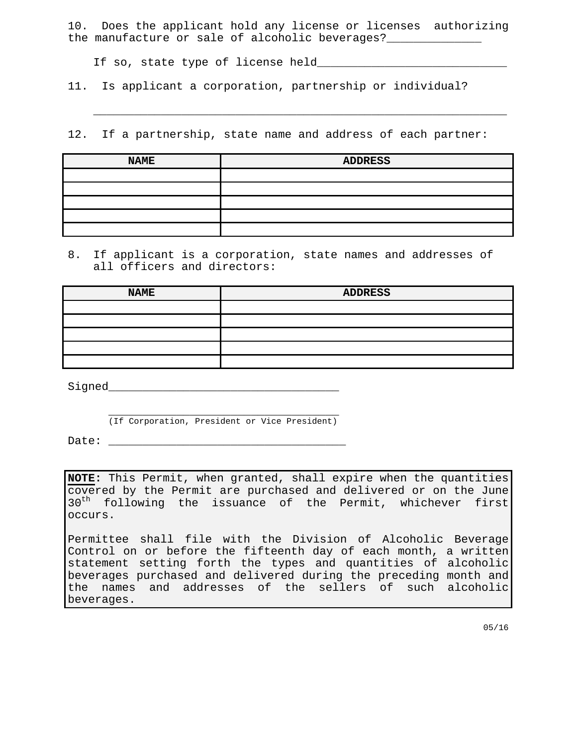10. Does the applicant hold any license or licenses authorizing the manufacture or sale of alcoholic beverages?______________

If so, state type of license held____________________________

11. Is applicant a corporation, partnership or individual?

______________________________________________________________

12. If a partnership, state name and address of each partner:

| NAME | ADDRESS |
|---|---|
| | |
| | |
| | |
| | |
| | |

8. If applicant is a corporation, state names and addresses of all officers and directors:

| NAME | ADDRESS |
|---|---|
| | |
| | |
| | |
| | |
| | |

Signed___________________________________

___________________________________
(If Corporation, President or Vice President)

Date: ___________________________________

**NOTE:** This Permit, when granted, shall expire when the quantities covered by the Permit are purchased and delivered or on the June 30th following the issuance of the Permit, whichever first occurs.

Permittee shall file with the Division of Alcoholic Beverage Control on or before the fifteenth day of each month, a written statement setting forth the types and quantities of alcoholic beverages purchased and delivered during the preceding month and the names and addresses of the sellers of such alcoholic beverages.

05/16